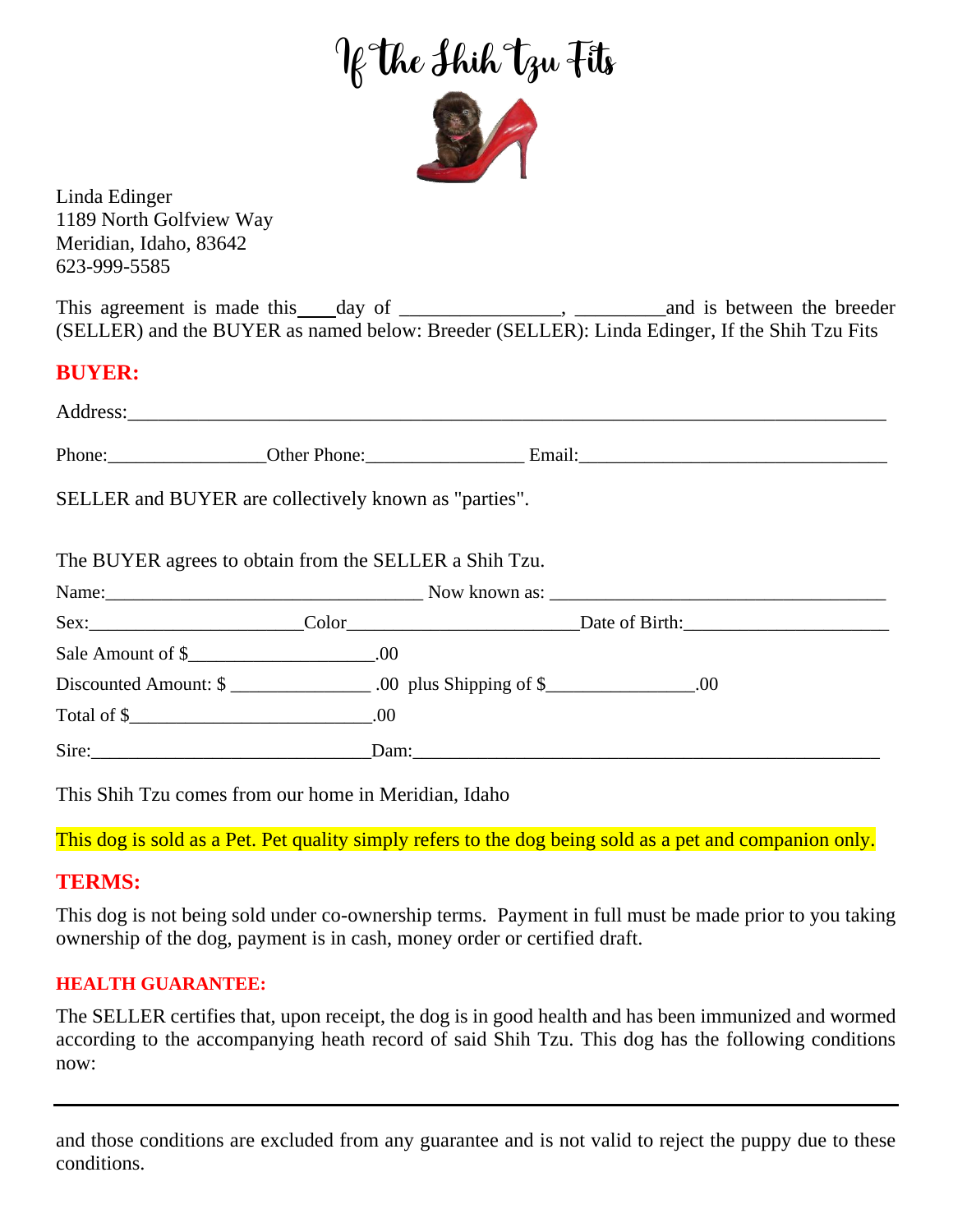# If the Shih Tzu Fits

Linda Edinger
1189 North Golfview Way
Meridian, Idaho, 83642
623-999-5585

This agreement is made this____day of ________________, _________and is between the breeder (SELLER) and the BUYER as named below: Breeder (SELLER): Linda Edinger, If the Shih Tzu Fits

## BUYER:

Address:_______________________________________________________________________

Phone:________________Other Phone:________________ Email:________________________________

SELLER and BUYER are collectively known as "parties".

The BUYER agrees to obtain from the SELLER a Shih Tzu.

Name:_________________________________ Now known as: ____________________________________

Sex:______________________Color________________________Date of Birth:_____________________

Sale Amount of $___________________.00

Discounted Amount: $ ______________ .00 plus Shipping of $_______________.00

Total of $_________________________.00

Sire:_____________________________Dam:_________________________________________________

This Shih Tzu comes from our home in Meridian, Idaho

This dog is sold as a Pet. Pet quality simply refers to the dog being sold as a pet and companion only.

## TERMS:

This dog is not being sold under co-ownership terms. Payment in full must be made prior to you taking ownership of the dog, payment is in cash, money order or certified draft.

### HEALTH GUARANTEE:

The SELLER certifies that, upon receipt, the dog is in good health and has been immunized and wormed according to the accompanying heath record of said Shih Tzu. This dog has the following conditions now:

_______________________________________________________________________________________

and those conditions are excluded from any guarantee and is not valid to reject the puppy due to these conditions.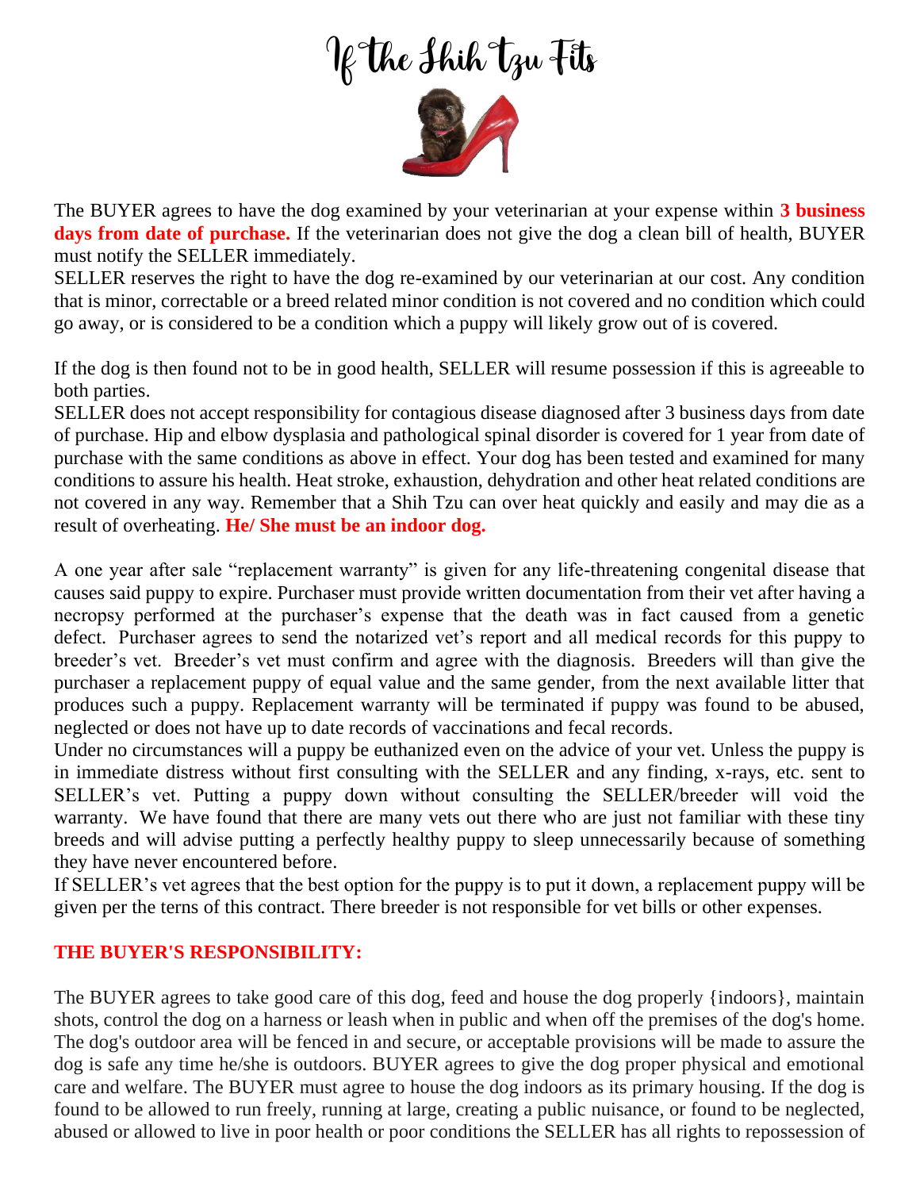# If the Shih Tzu Fits

The BUYER agrees to have the dog examined by your veterinarian at your expense within **3 business days from date of purchase.** If the veterinarian does not give the dog a clean bill of health, BUYER must notify the SELLER immediately.

SELLER reserves the right to have the dog re-examined by our veterinarian at our cost. Any condition that is minor, correctable or a breed related minor condition is not covered and no condition which could go away, or is considered to be a condition which a puppy will likely grow out of is covered.

If the dog is then found not to be in good health, SELLER will resume possession if this is agreeable to both parties.

SELLER does not accept responsibility for contagious disease diagnosed after 3 business days from date of purchase. Hip and elbow dysplasia and pathological spinal disorder is covered for 1 year from date of purchase with the same conditions as above in effect. Your dog has been tested and examined for many conditions to assure his health. Heat stroke, exhaustion, dehydration and other heat related conditions are not covered in any way. Remember that a Shih Tzu can over heat quickly and easily and may die as a result of overheating. **He/ She must be an indoor dog.**

A one year after sale "replacement warranty" is given for any life-threatening congenital disease that causes said puppy to expire. Purchaser must provide written documentation from their vet after having a necropsy performed at the purchaser's expense that the death was in fact caused from a genetic defect. Purchaser agrees to send the notarized vet's report and all medical records for this puppy to breeder's vet. Breeder's vet must confirm and agree with the diagnosis. Breeders will than give the purchaser a replacement puppy of equal value and the same gender, from the next available litter that produces such a puppy. Replacement warranty will be terminated if puppy was found to be abused, neglected or does not have up to date records of vaccinations and fecal records.

Under no circumstances will a puppy be euthanized even on the advice of your vet. Unless the puppy is in immediate distress without first consulting with the SELLER and any finding, x-rays, etc. sent to SELLER's vet. Putting a puppy down without consulting the SELLER/breeder will void the warranty. We have found that there are many vets out there who are just not familiar with these tiny breeds and will advise putting a perfectly healthy puppy to sleep unnecessarily because of something they have never encountered before.

If SELLER's vet agrees that the best option for the puppy is to put it down, a replacement puppy will be given per the terns of this contract. There breeder is not responsible for vet bills or other expenses.

**THE BUYER'S RESPONSIBILITY:**

The BUYER agrees to take good care of this dog, feed and house the dog properly {indoors}, maintain shots, control the dog on a harness or leash when in public and when off the premises of the dog's home. The dog's outdoor area will be fenced in and secure, or acceptable provisions will be made to assure the dog is safe any time he/she is outdoors. BUYER agrees to give the dog proper physical and emotional care and welfare. The BUYER must agree to house the dog indoors as its primary housing. If the dog is found to be allowed to run freely, running at large, creating a public nuisance, or found to be neglected, abused or allowed to live in poor health or poor conditions the SELLER has all rights to repossession of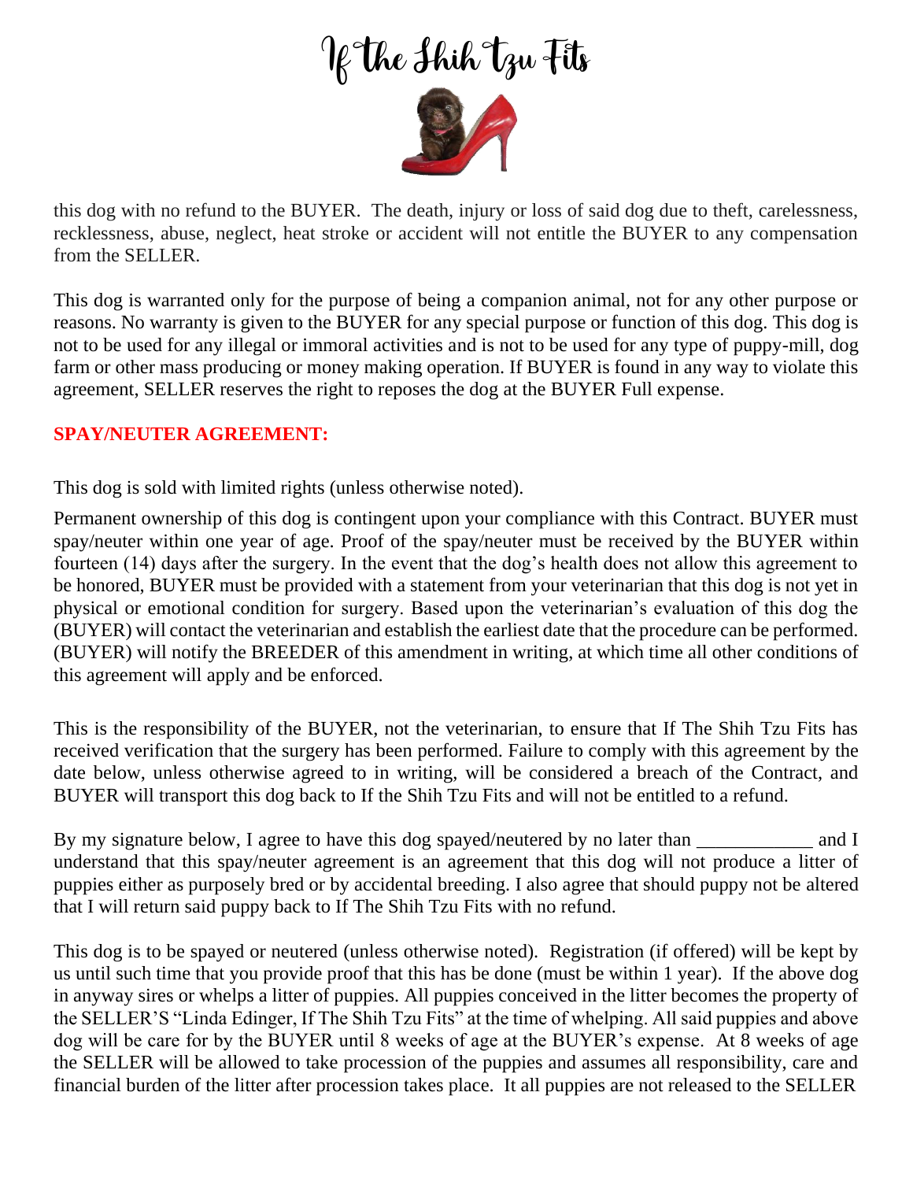this dog with no refund to the BUYER. The death, injury or loss of said dog due to theft, carelessness, recklessness, abuse, neglect, heat stroke or accident will not entitle the BUYER to any compensation from the SELLER.

This dog is warranted only for the purpose of being a companion animal, not for any other purpose or reasons. No warranty is given to the BUYER for any special purpose or function of this dog. This dog is not to be used for any illegal or immoral activities and is not to be used for any type of puppy-mill, dog farm or other mass producing or money making operation. If BUYER is found in any way to violate this agreement, SELLER reserves the right to reposes the dog at the BUYER Full expense.

**SPAY/NEUTER AGREEMENT:**

This dog is sold with limited rights (unless otherwise noted).

Permanent ownership of this dog is contingent upon your compliance with this Contract. BUYER must spay/neuter within one year of age. Proof of the spay/neuter must be received by the BUYER within fourteen (14) days after the surgery. In the event that the dog's health does not allow this agreement to be honored, BUYER must be provided with a statement from your veterinarian that this dog is not yet in physical or emotional condition for surgery. Based upon the veterinarian's evaluation of this dog the (BUYER) will contact the veterinarian and establish the earliest date that the procedure can be performed. (BUYER) will notify the BREEDER of this amendment in writing, at which time all other conditions of this agreement will apply and be enforced.

This is the responsibility of the BUYER, not the veterinarian, to ensure that If The Shih Tzu Fits has received verification that the surgery has been performed. Failure to comply with this agreement by the date below, unless otherwise agreed to in writing, will be considered a breach of the Contract, and BUYER will transport this dog back to If the Shih Tzu Fits and will not be entitled to a refund.

By my signature below, I agree to have this dog spayed/neutered by no later than ____________ and I understand that this spay/neuter agreement is an agreement that this dog will not produce a litter of puppies either as purposely bred or by accidental breeding. I also agree that should puppy not be altered that I will return said puppy back to If The Shih Tzu Fits with no refund.

This dog is to be spayed or neutered (unless otherwise noted). Registration (if offered) will be kept by us until such time that you provide proof that this has be done (must be within 1 year). If the above dog in anyway sires or whelps a litter of puppies. All puppies conceived in the litter becomes the property of the SELLER'S "Linda Edinger, If The Shih Tzu Fits" at the time of whelping. All said puppies and above dog will be care for by the BUYER until 8 weeks of age at the BUYER's expense. At 8 weeks of age the SELLER will be allowed to take procession of the puppies and assumes all responsibility, care and financial burden of the litter after procession takes place. It all puppies are not released to the SELLER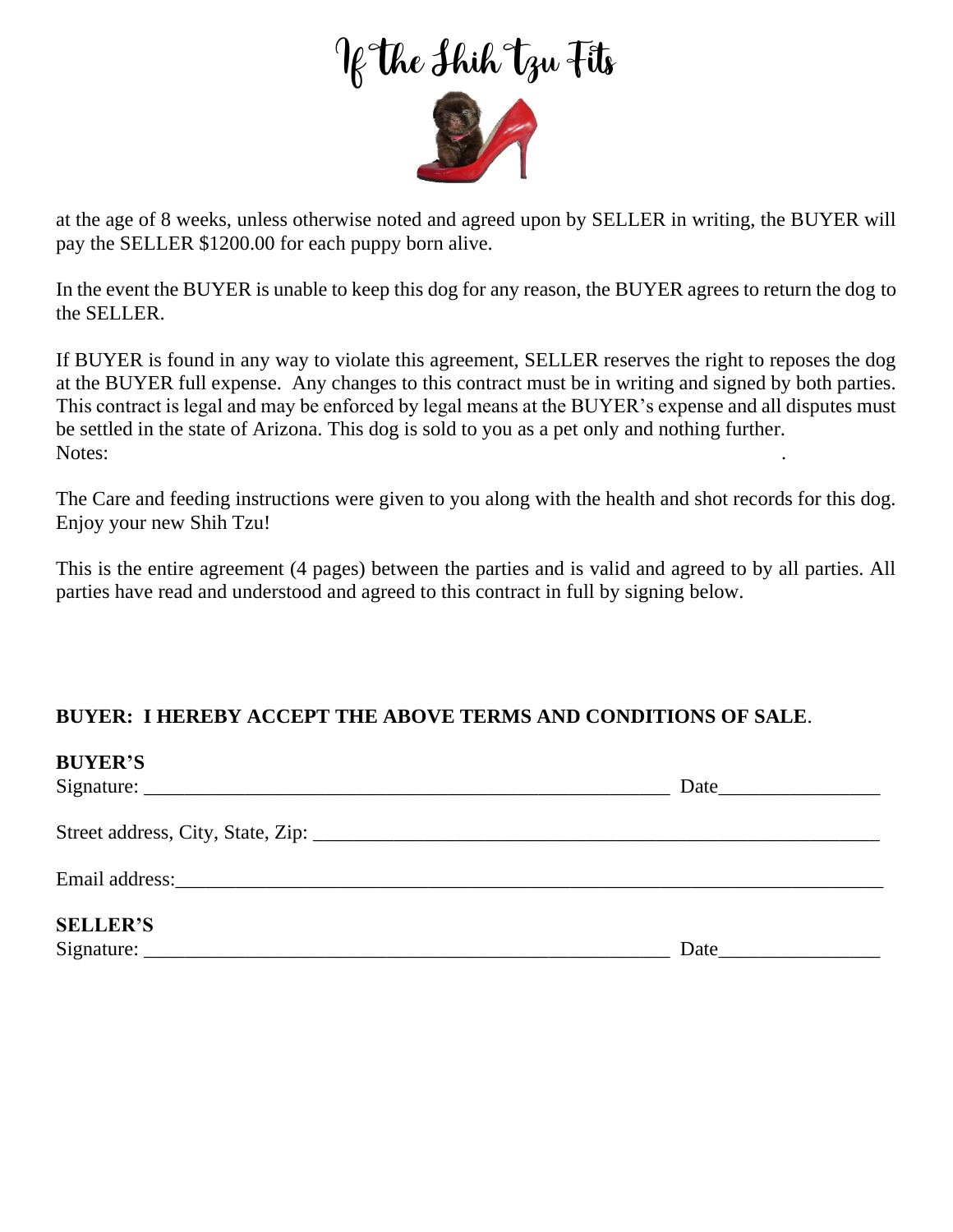# If the Shih Tzu Fits

at the age of 8 weeks, unless otherwise noted and agreed upon by SELLER in writing, the BUYER will pay the SELLER $1200.00 for each puppy born alive.

In the event the BUYER is unable to keep this dog for any reason, the BUYER agrees to return the dog to the SELLER.

If BUYER is found in any way to violate this agreement, SELLER reserves the right to reposes the dog at the BUYER full expense. Any changes to this contract must be in writing and signed by both parties. This contract is legal and may be enforced by legal means at the BUYER's expense and all disputes must be settled in the state of Arizona. This dog is sold to you as a pet only and nothing further.
Notes: .

The Care and feeding instructions were given to you along with the health and shot records for this dog. Enjoy your new Shih Tzu!

This is the entire agreement (4 pages) between the parties and is valid and agreed to by all parties. All parties have read and understood and agreed to this contract in full by signing below.

**BUYER: I HEREBY ACCEPT THE ABOVE TERMS AND CONDITIONS OF SALE**.

**BUYER'S**
Signature: ________________________________________________________ Date________________

Street address, City, State, Zip: ____________________________________________________________

Email address:___________________________________________________________________________

**SELLER'S**
Signature: ________________________________________________________ Date________________